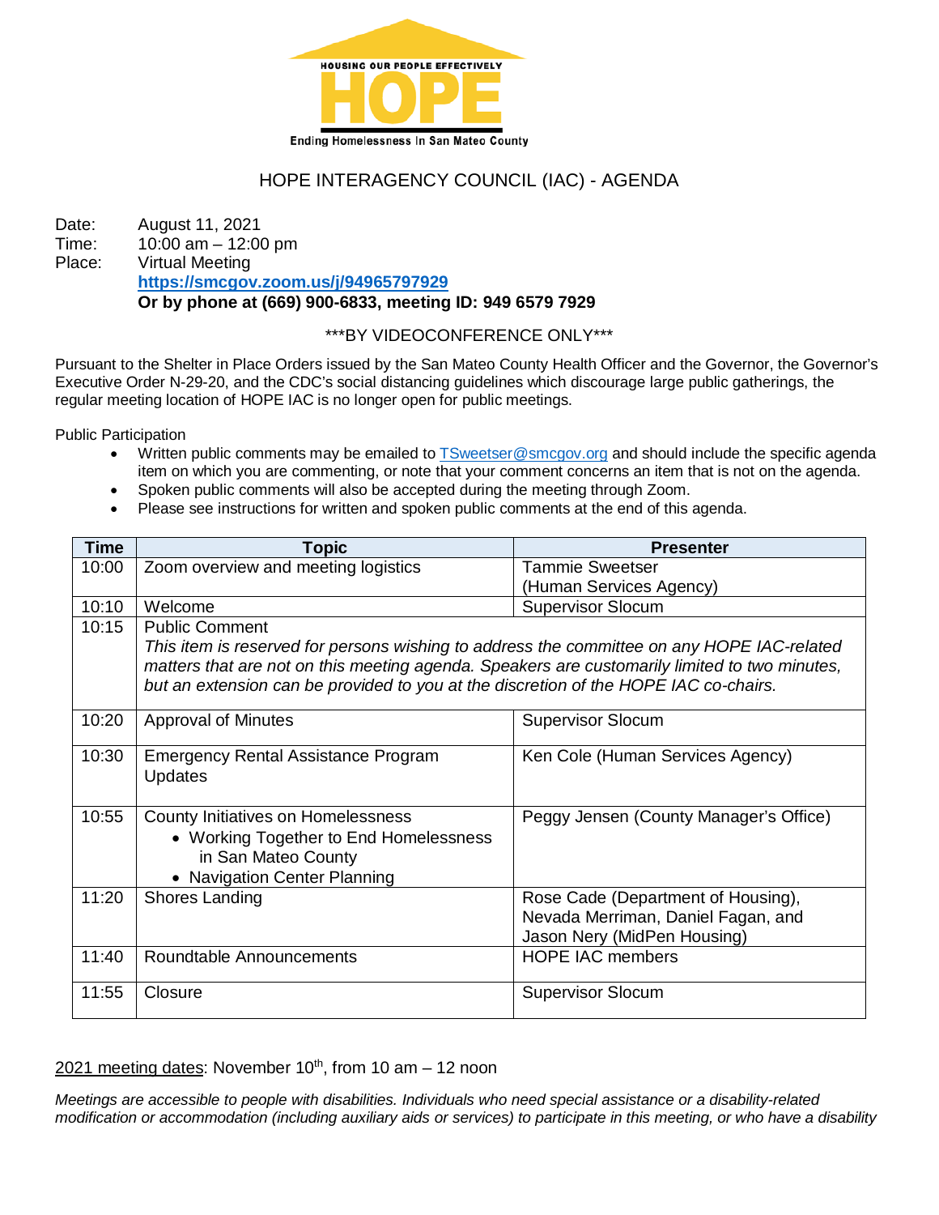HOUSING OUR PEOPLE EFFECTIVELY

# HOPE

Ending Homelessness In San Mateo County

## HOPE INTERAGENCY COUNCIL (IAC) - AGENDA

Date: August 11, 2021
Time: 10:00 am – 12:00 pm
Place: Virtual Meeting
**https://smcgov.zoom.us/j/94965797929**
**Or by phone at (669) 900-6833, meeting ID: 949 6579 7929**

\*\*\*BY VIDEOCONFERENCE ONLY\*\*\*

Pursuant to the Shelter in Place Orders issued by the San Mateo County Health Officer and the Governor, the Governor's Executive Order N-29-20, and the CDC's social distancing guidelines which discourage large public gatherings, the regular meeting location of HOPE IAC is no longer open for public meetings.

Public Participation

- Written public comments may be emailed to TSweetser@smcgov.org and should include the specific agenda item on which you are commenting, or note that your comment concerns an item that is not on the agenda.
- Spoken public comments will also be accepted during the meeting through Zoom.
- Please see instructions for written and spoken public comments at the end of this agenda.

| Time | Topic | Presenter |
|---|---|---|
| 10:00 | Zoom overview and meeting logistics | Tammie Sweetser (Human Services Agency) |
| 10:10 | Welcome | Supervisor Slocum |
| 10:15 | Public Comment *This item is reserved for persons wishing to address the committee on any HOPE IAC-related matters that are not on this meeting agenda. Speakers are customarily limited to two minutes, but an extension can be provided to you at the discretion of the HOPE IAC co-chairs.* | |
| 10:20 | Approval of Minutes | Supervisor Slocum |
| 10:30 | Emergency Rental Assistance Program Updates | Ken Cole (Human Services Agency) |
| 10:55 | County Initiatives on Homelessness<br>• Working Together to End Homelessness in San Mateo County<br>• Navigation Center Planning | Peggy Jensen (County Manager's Office) |
| 11:20 | Shores Landing | Rose Cade (Department of Housing), Nevada Merriman, Daniel Fagan, and Jason Nery (MidPen Housing) |
| 11:40 | Roundtable Announcements | HOPE IAC members |
| 11:55 | Closure | Supervisor Slocum |

2021 meeting dates: November 10th, from 10 am – 12 noon

*Meetings are accessible to people with disabilities. Individuals who need special assistance or a disability-related modification or accommodation (including auxiliary aids or services) to participate in this meeting, or who have a disability*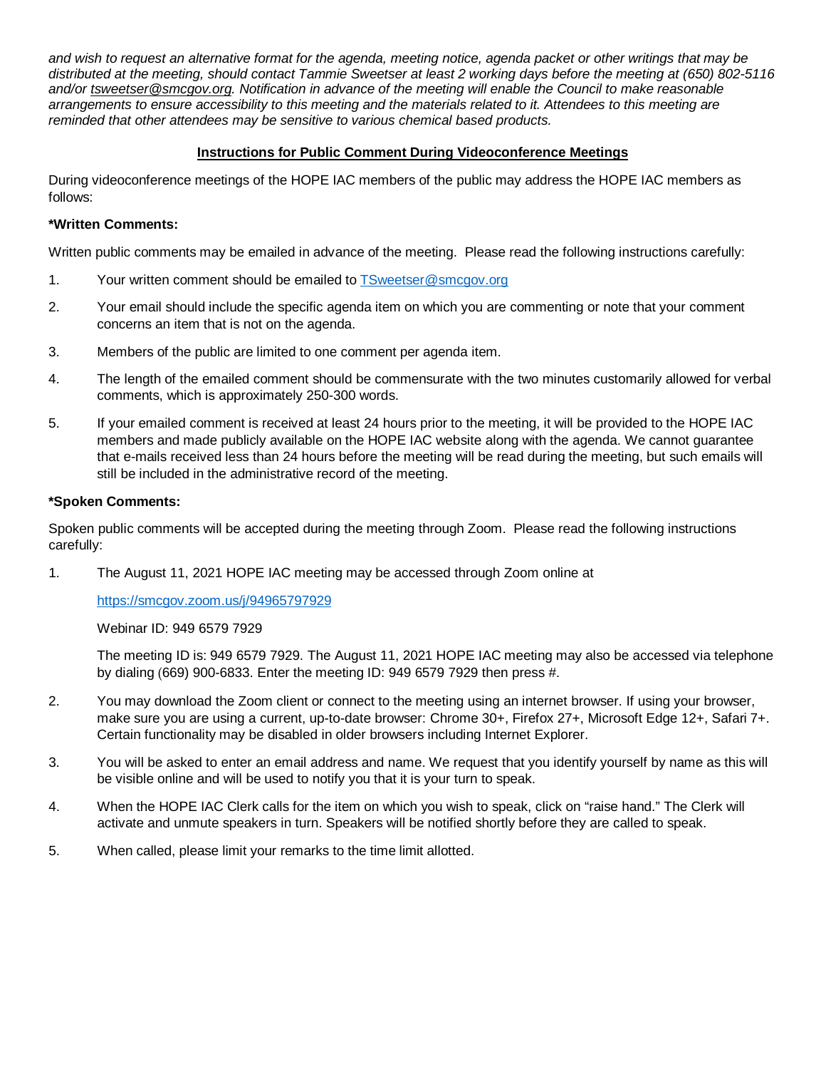*and wish to request an alternative format for the agenda, meeting notice, agenda packet or other writings that may be distributed at the meeting, should contact Tammie Sweetser at least 2 working days before the meeting at (650) 802-5116 and/or tsweetser@smcgov.org. Notification in advance of the meeting will enable the Council to make reasonable arrangements to ensure accessibility to this meeting and the materials related to it. Attendees to this meeting are reminded that other attendees may be sensitive to various chemical based products.*

**Instructions for Public Comment During Videoconference Meetings**

During videoconference meetings of the HOPE IAC members of the public may address the HOPE IAC members as follows:

***Written Comments:**

Written public comments may be emailed in advance of the meeting. Please read the following instructions carefully:

1. Your written comment should be emailed to TSweetser@smcgov.org
2. Your email should include the specific agenda item on which you are commenting or note that your comment concerns an item that is not on the agenda.
3. Members of the public are limited to one comment per agenda item.
4. The length of the emailed comment should be commensurate with the two minutes customarily allowed for verbal comments, which is approximately 250-300 words.
5. If your emailed comment is received at least 24 hours prior to the meeting, it will be provided to the HOPE IAC members and made publicly available on the HOPE IAC website along with the agenda. We cannot guarantee that e-mails received less than 24 hours before the meeting will be read during the meeting, but such emails will still be included in the administrative record of the meeting.

***Spoken Comments:**

Spoken public comments will be accepted during the meeting through Zoom. Please read the following instructions carefully:

1. The August 11, 2021 HOPE IAC meeting may be accessed through Zoom online at

   https://smcgov.zoom.us/j/94965797929

   Webinar ID: 949 6579 7929

   The meeting ID is: 949 6579 7929. The August 11, 2021 HOPE IAC meeting may also be accessed via telephone by dialing (669) 900-6833. Enter the meeting ID: 949 6579 7929 then press #.

2. You may download the Zoom client or connect to the meeting using an internet browser. If using your browser, make sure you are using a current, up-to-date browser: Chrome 30+, Firefox 27+, Microsoft Edge 12+, Safari 7+. Certain functionality may be disabled in older browsers including Internet Explorer.
3. You will be asked to enter an email address and name. We request that you identify yourself by name as this will be visible online and will be used to notify you that it is your turn to speak.
4. When the HOPE IAC Clerk calls for the item on which you wish to speak, click on "raise hand." The Clerk will activate and unmute speakers in turn. Speakers will be notified shortly before they are called to speak.
5. When called, please limit your remarks to the time limit allotted.